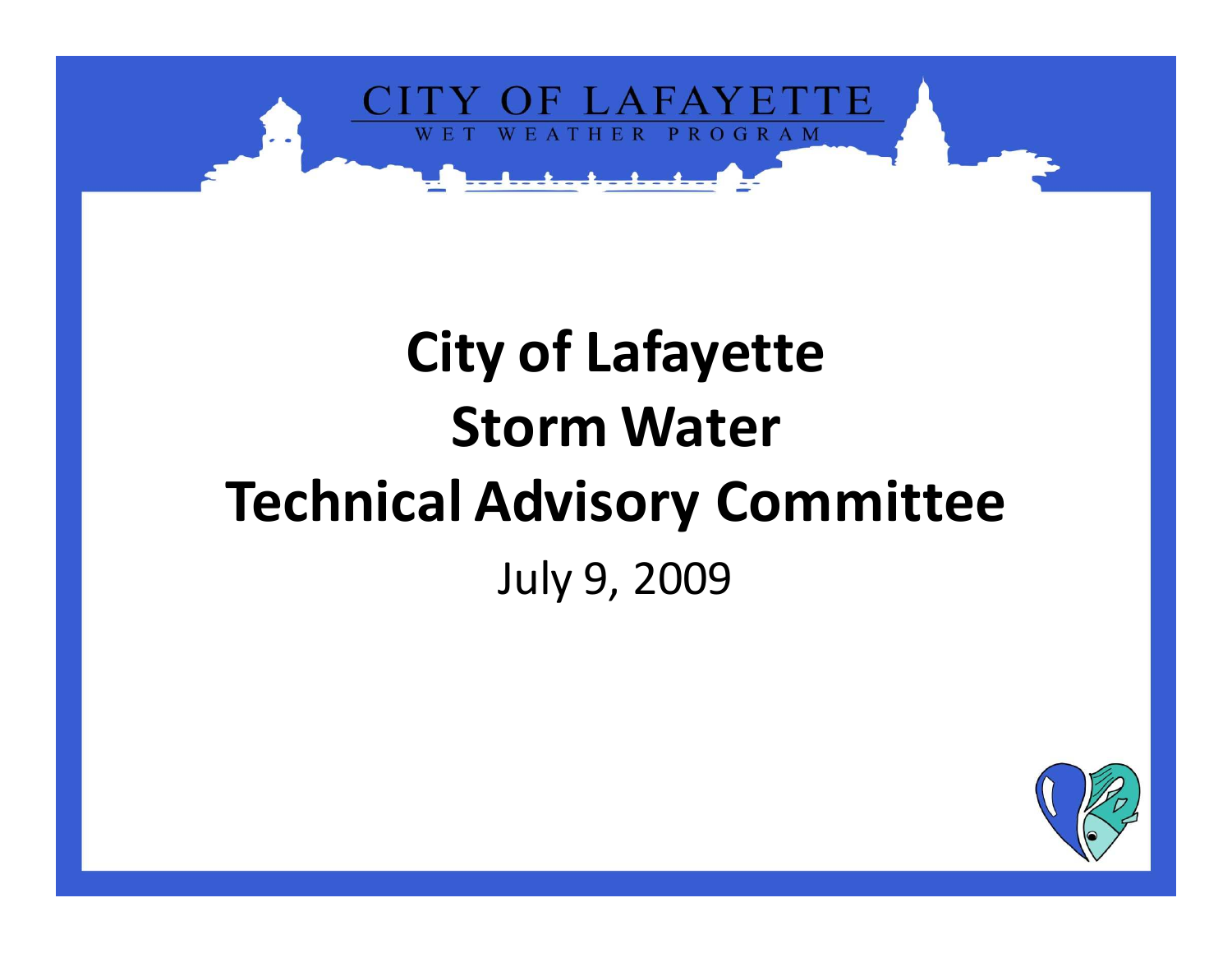CITY OF LAFAYETTE
WET WEATHER PROGRAM

# City of Lafayette Storm Water Technical Advisory Committee

July 9, 2009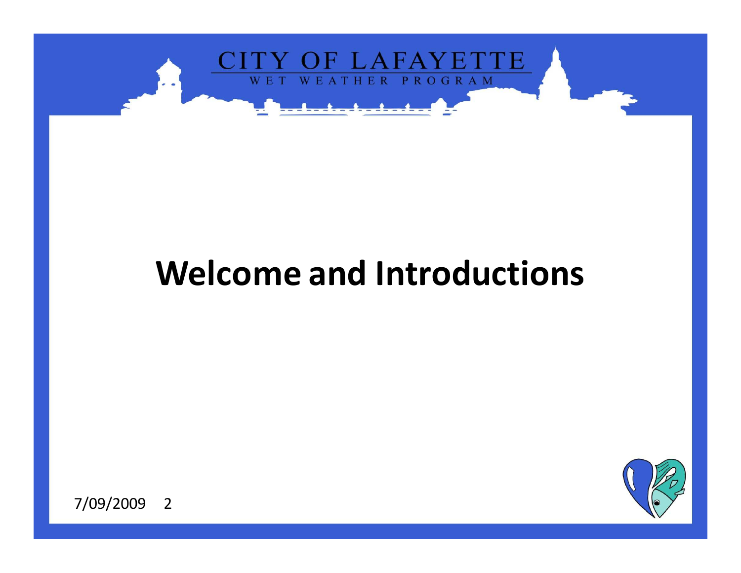# Welcome and Introductions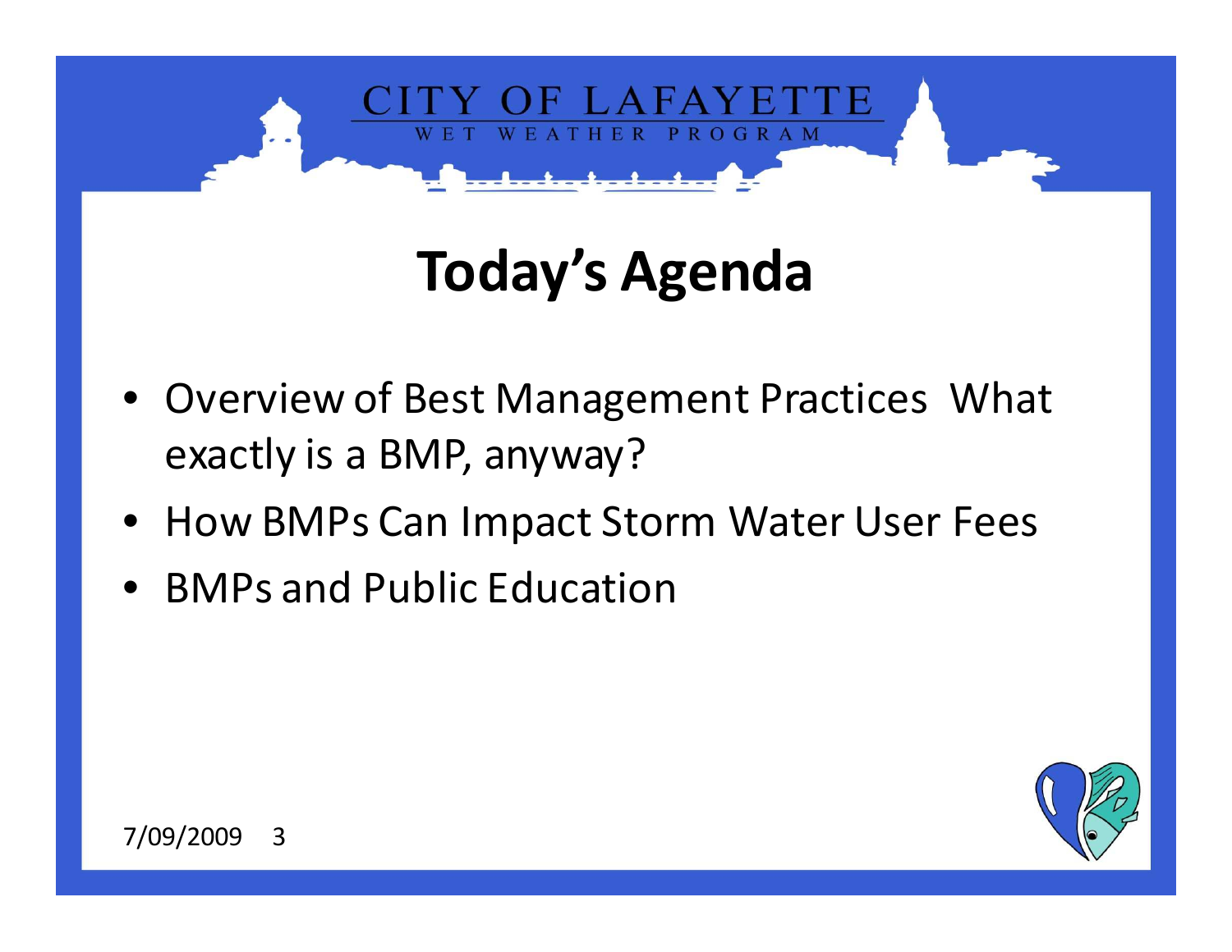# Today's Agenda

- Overview of Best Management Practices What exactly is a BMP, anyway?
- How BMPs Can Impact Storm Water User Fees
- BMPs and Public Education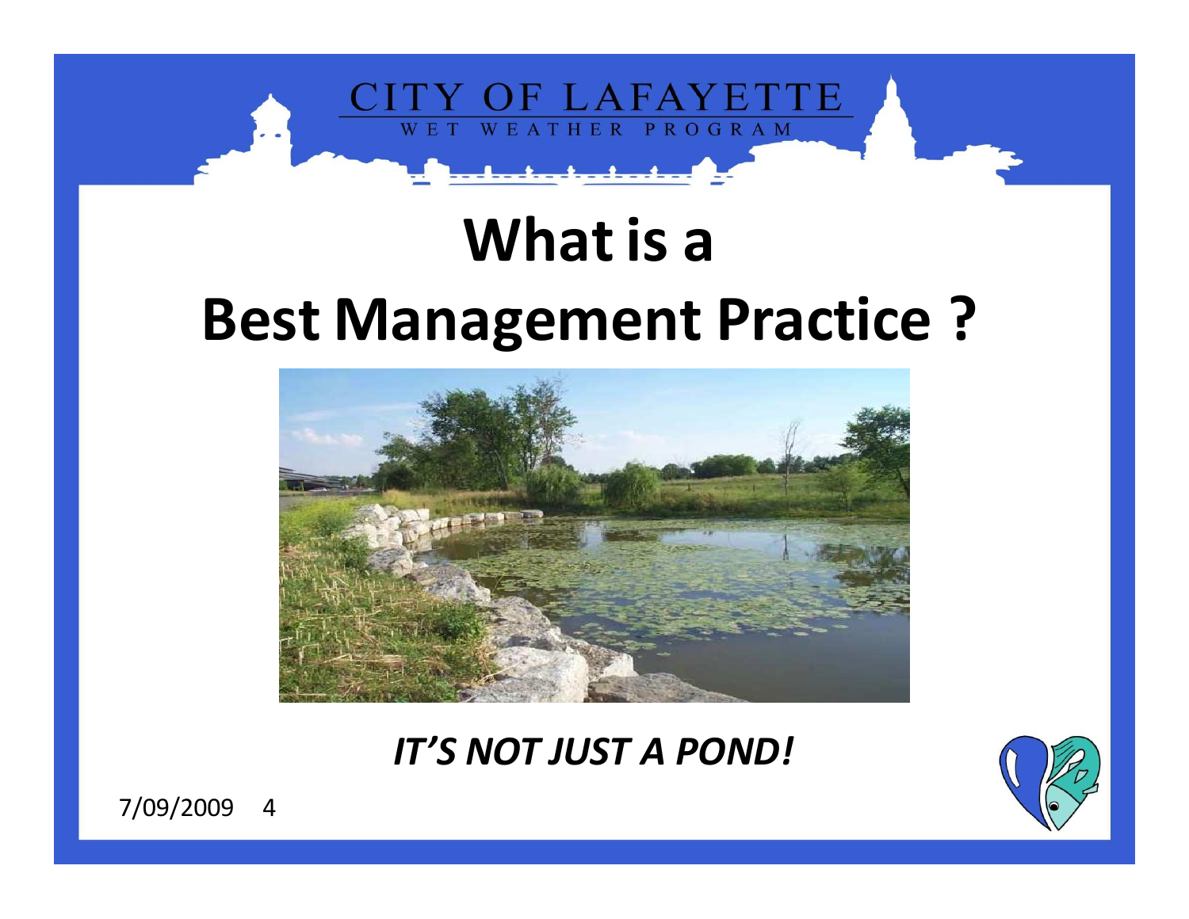# What is a Best Management Practice ?

***IT'S NOT JUST A POND!***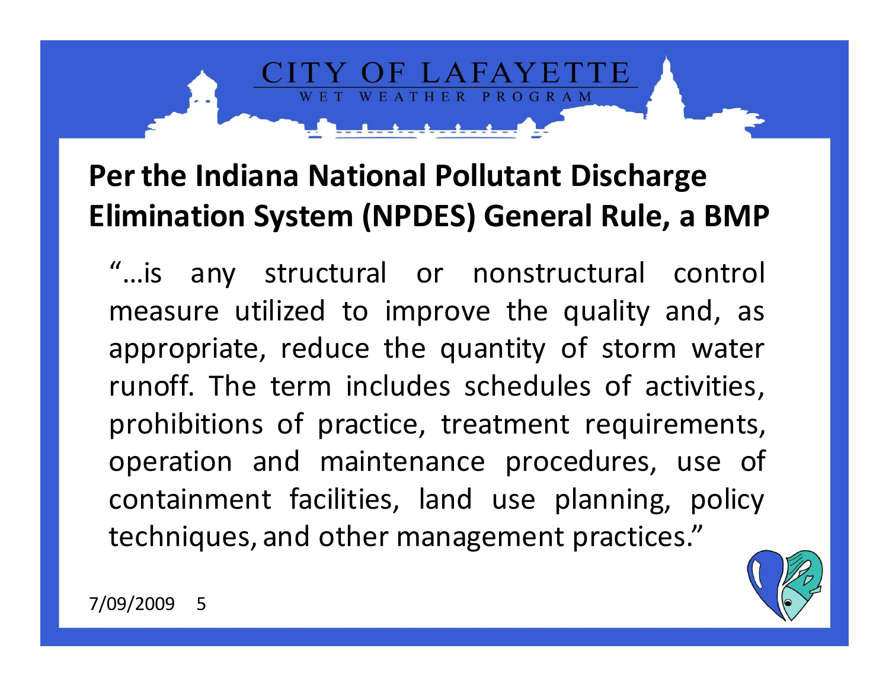## Per the Indiana National Pollutant Discharge Elimination System (NPDES) General Rule, a BMP

"…is any structural or nonstructural control measure utilized to improve the quality and, as appropriate, reduce the quantity of storm water runoff. The term includes schedules of activities, prohibitions of practice, treatment requirements, operation and maintenance procedures, use of containment facilities, land use planning, policy techniques, and other management practices."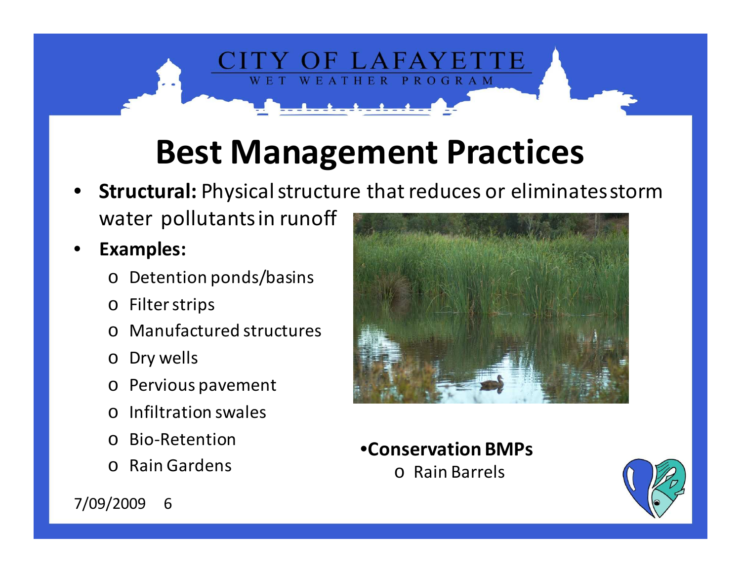# Best Management Practices

- **Structural:** Physical structure that reduces or eliminates storm water pollutants in runoff
- **Examples:**
  - Detention ponds/basins
  - Filter strips
  - Manufactured structures
  - Dry wells
  - Pervious pavement
  - Infiltration swales
  - Bio-Retention
  - Rain Gardens

- **Conservation BMPs**
  - Rain Barrels

7/09/2009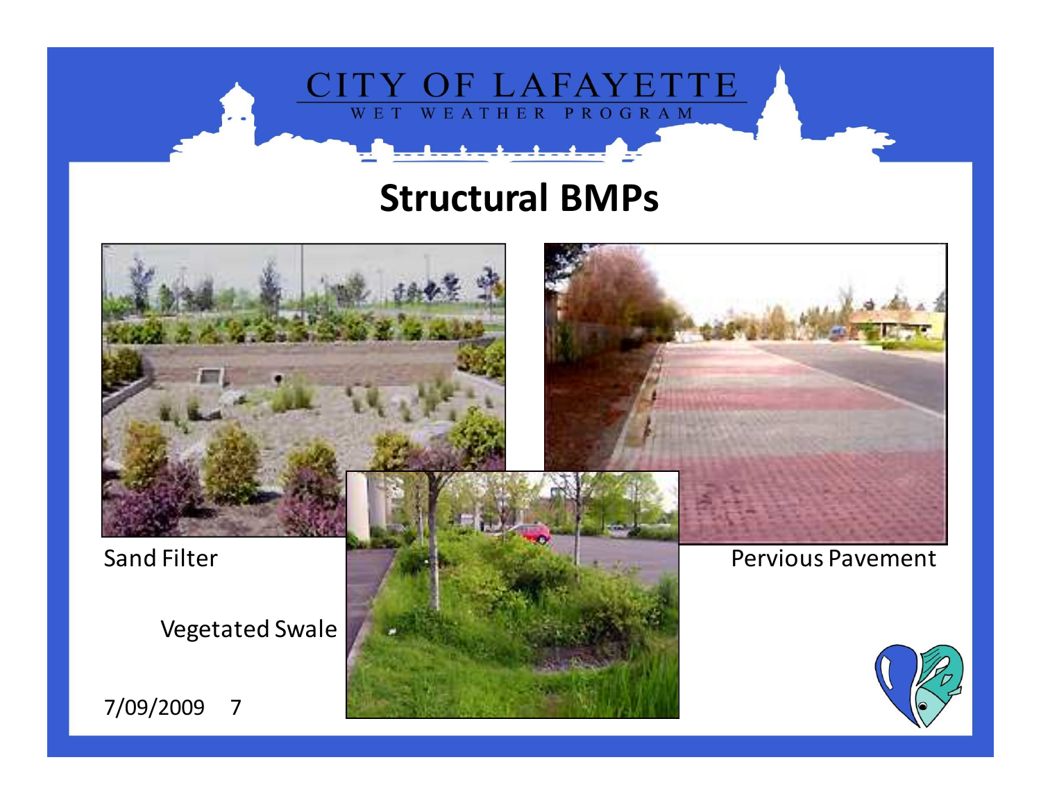# Structural BMPs

Sand Filter

Vegetated Swale

Pervious Pavement

7/09/2009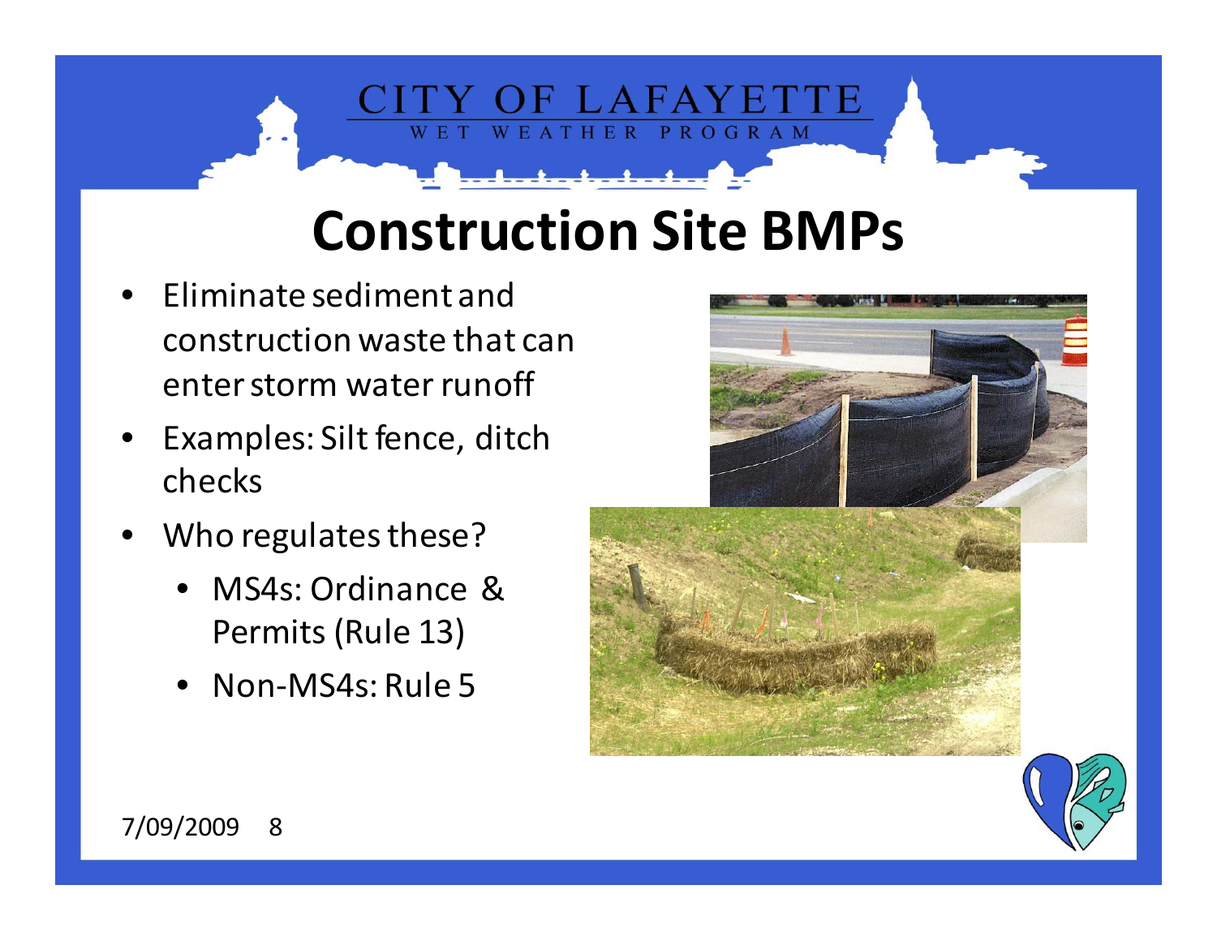# Construction Site BMPs

- Eliminate sediment and construction waste that can enter storm water runoff
- Examples: Silt fence, ditch checks
- Who regulates these?
  - MS4s: Ordinance & Permits (Rule 13)
  - Non-MS4s: Rule 5

7/09/2009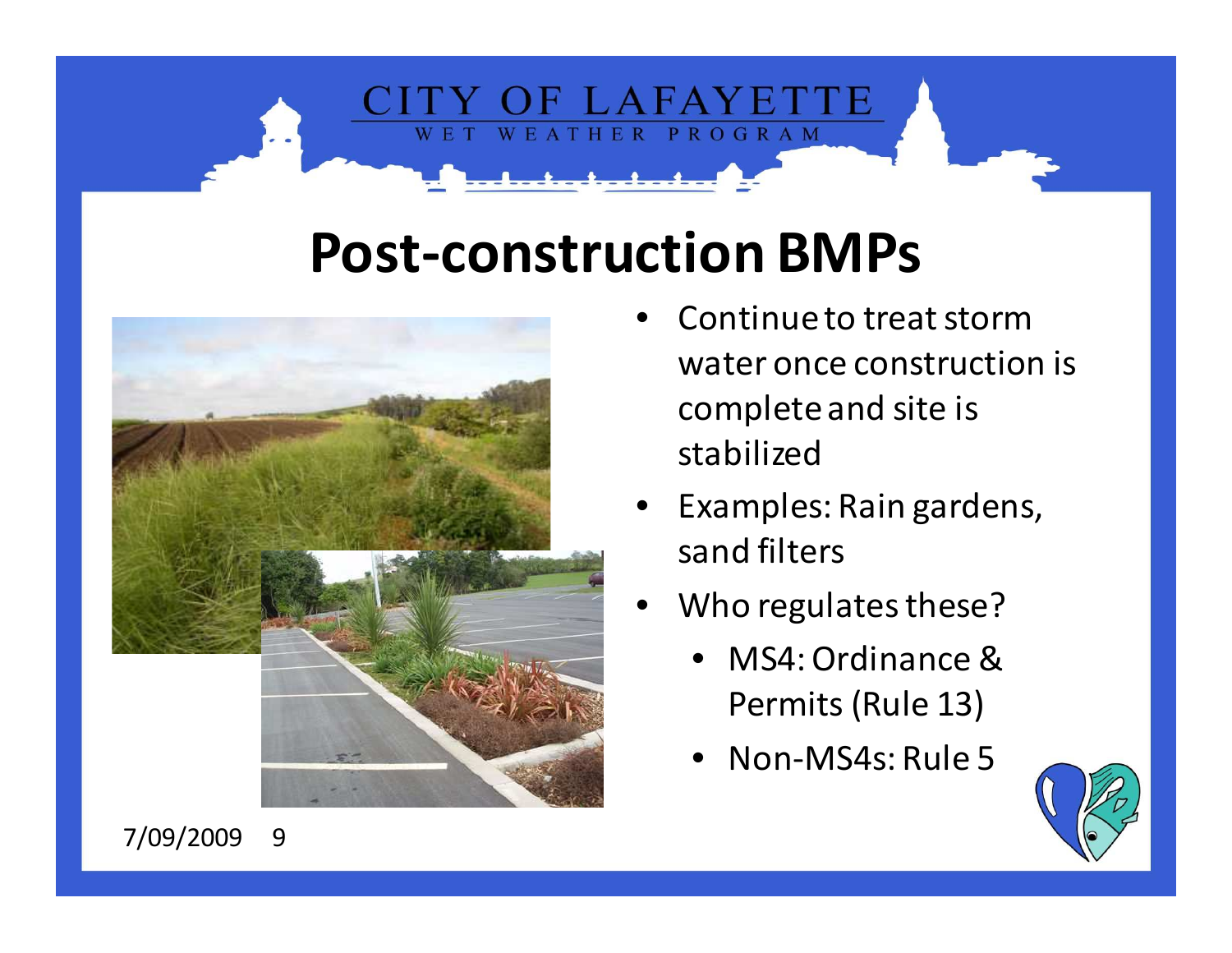# Post-construction BMPs

- Continue to treat storm water once construction is complete and site is stabilized
- Examples: Rain gardens, sand filters
- Who regulates these?
  - MS4: Ordinance & Permits (Rule 13)
  - Non-MS4s: Rule 5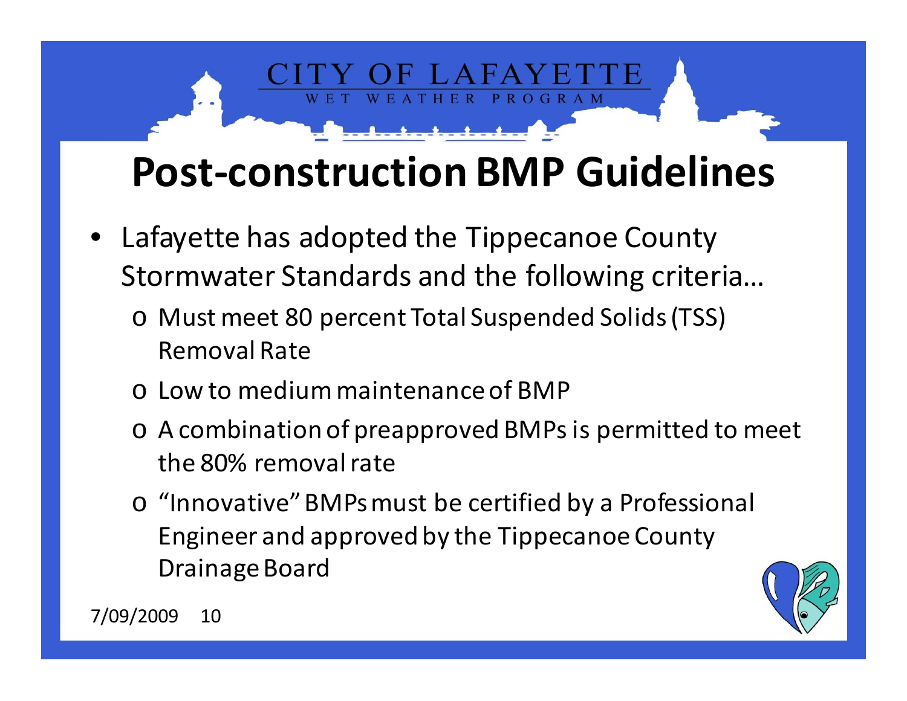# Post-construction BMP Guidelines

- Lafayette has adopted the Tippecanoe County Stormwater Standards and the following criteria…
  - Must meet 80 percent Total Suspended Solids (TSS) Removal Rate
  - Low to medium maintenance of BMP
  - A combination of preapproved BMPs is permitted to meet the 80% removal rate
  - "Innovative" BMPs must be certified by a Professional Engineer and approved by the Tippecanoe County Drainage Board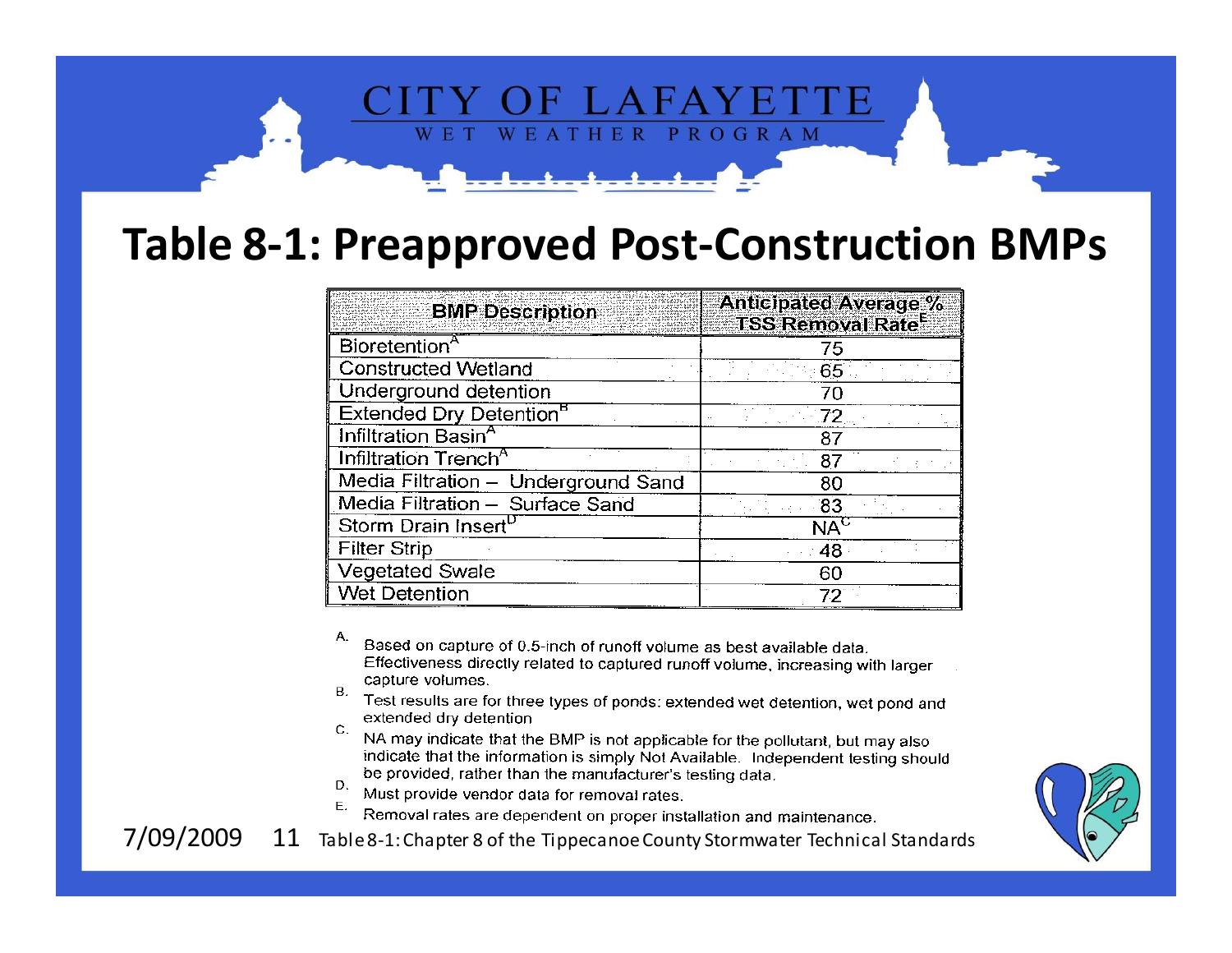# Table 8-1: Preapproved Post-Construction BMPs

| BMP Description | Anticipated Average % TSS Removal Rate[E] |
|---|---|
| Bioretention[A] | 75 |
| Constructed Wetland | 65 |
| Underground detention | 70 |
| Extended Dry Detention[B] | 72 |
| Infiltration Basin[A] | 87 |
| Infiltration Trench[A] | 87 |
| Media Filtration – Underground Sand | 80 |
| Media Filtration – Surface Sand | 83 |
| Storm Drain Insert[D] | NA[C] |
| Filter Strip | 48 |
| Vegetated Swale | 60 |
| Wet Detention | 72 |

A. Based on capture of 0.5-inch of runoff volume as best available data. Effectiveness directly related to captured runoff volume, increasing with larger capture volumes.

B. Test results are for three types of ponds: extended wet detention, wet pond and extended dry detention

C. NA may indicate that the BMP is not applicable for the pollutant, but may also indicate that the information is simply Not Available. Independent testing should be provided, rather than the manufacturer's testing data.

D. Must provide vendor data for removal rates.

E. Removal rates are dependent on proper installation and maintenance.

7/09/2009

Table 8-1: Chapter 8 of the Tippecanoe County Stormwater Technical Standards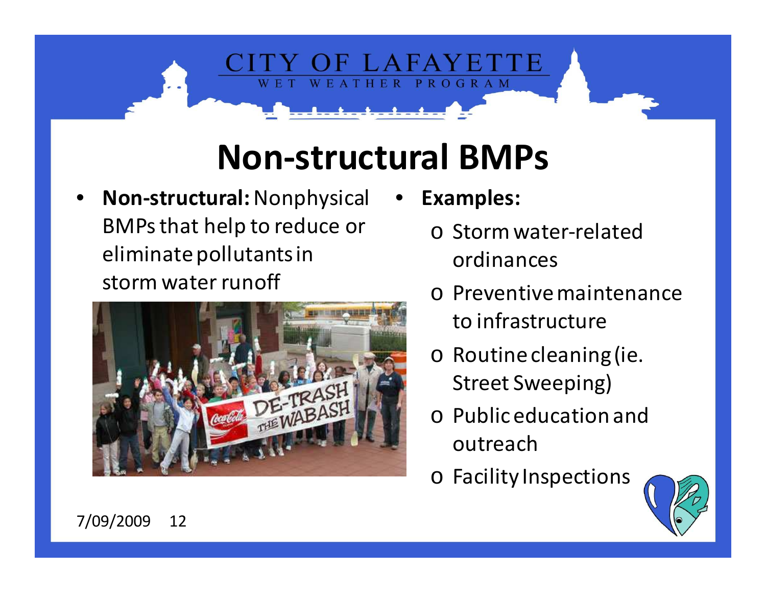# Non-structural BMPs

- **Non-structural:** Nonphysical BMPs that help to reduce or eliminate pollutants in storm water runoff

- **Examples:**
  - Storm water-related ordinances
  - Preventive maintenance to infrastructure
  - Routine cleaning (ie. Street Sweeping)
  - Public education and outreach
  - Facility Inspections

7/09/2009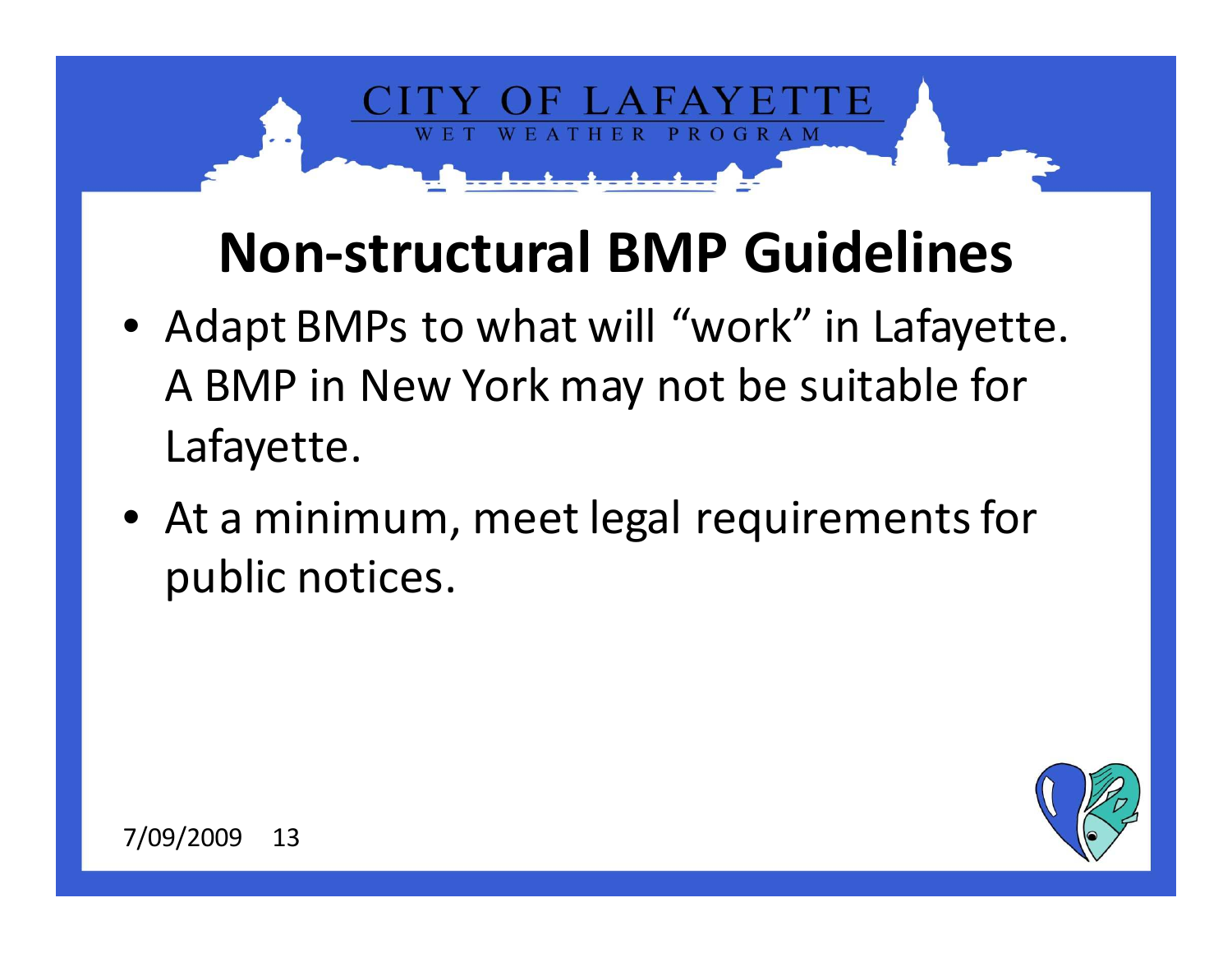# Non-structural BMP Guidelines

- Adapt BMPs to what will "work" in Lafayette. A BMP in New York may not be suitable for Lafayette.
- At a minimum, meet legal requirements for public notices.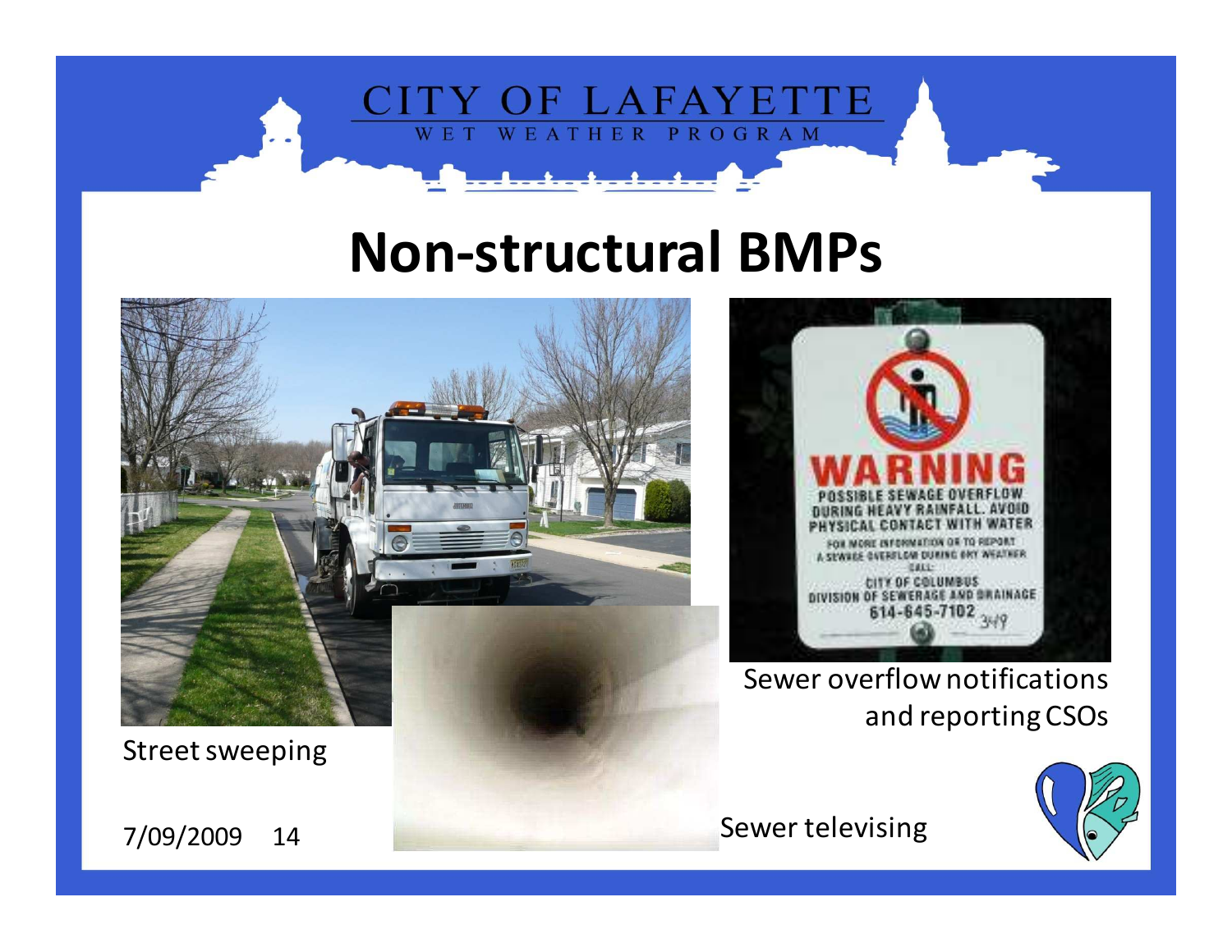# Non-structural BMPs

Street sweeping

Sewer overflow notifications and reporting CSOs

Sewer televising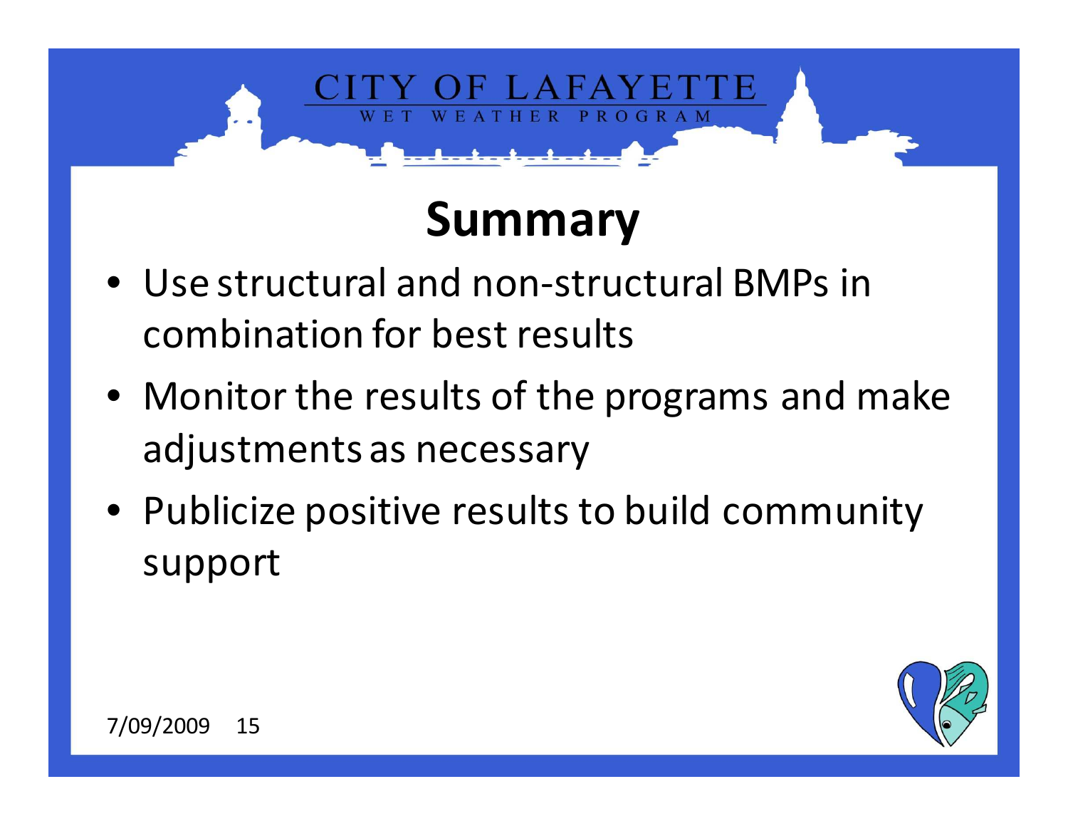CITY OF LAFAYETTE

WET WEATHER PROGRAM

# Summary

- Use structural and non-structural BMPs in combination for best results
- Monitor the results of the programs and make adjustments as necessary
- Publicize positive results to build community support

7/09/2009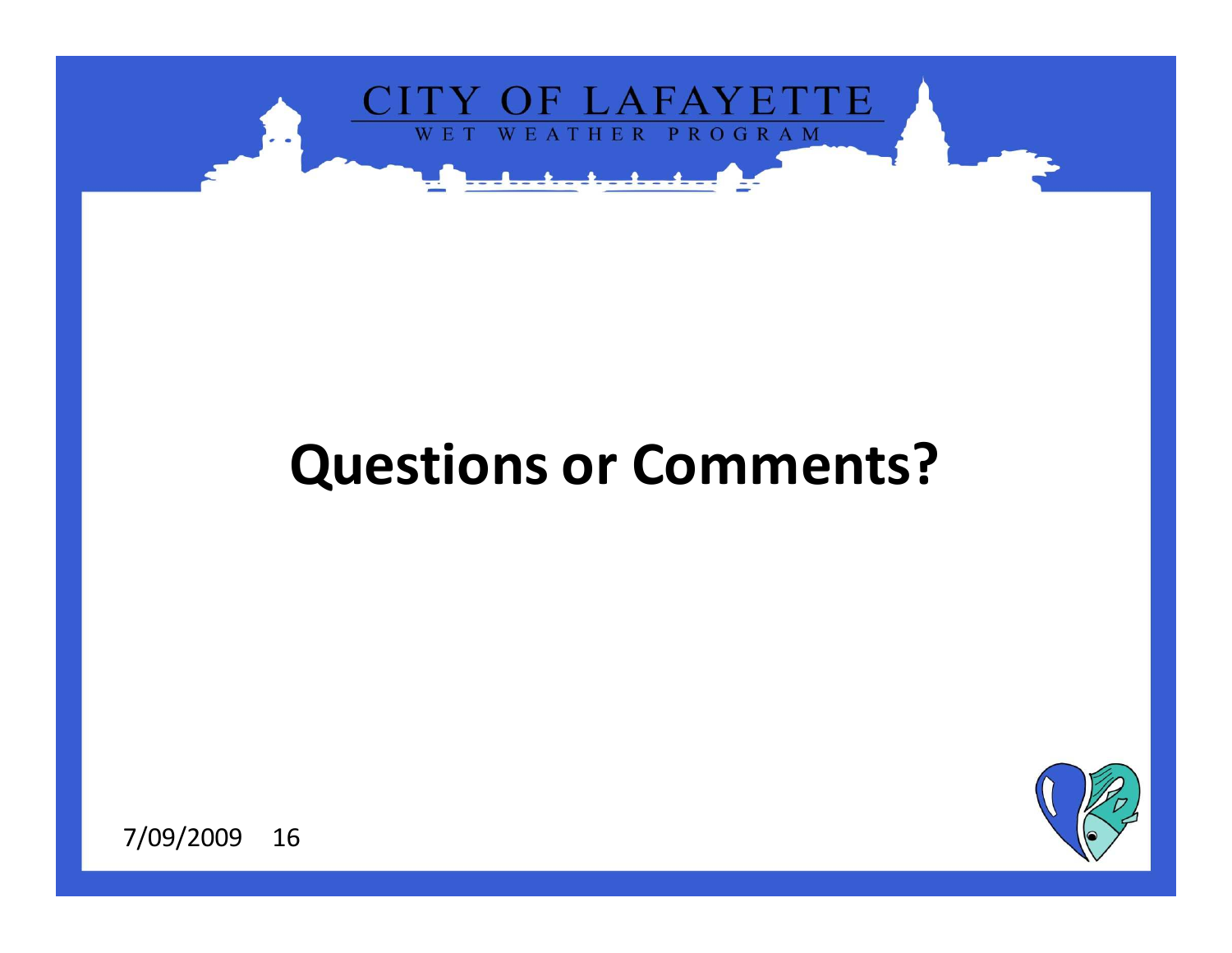# Questions or Comments?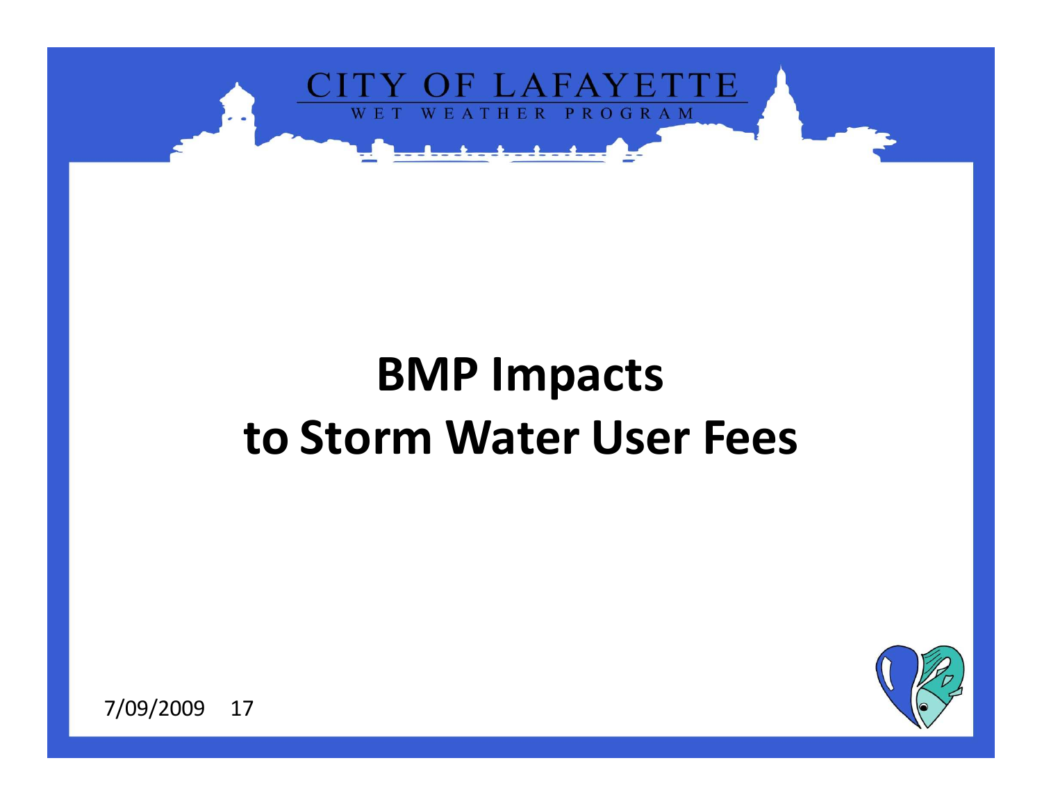# BMP Impacts to Storm Water User Fees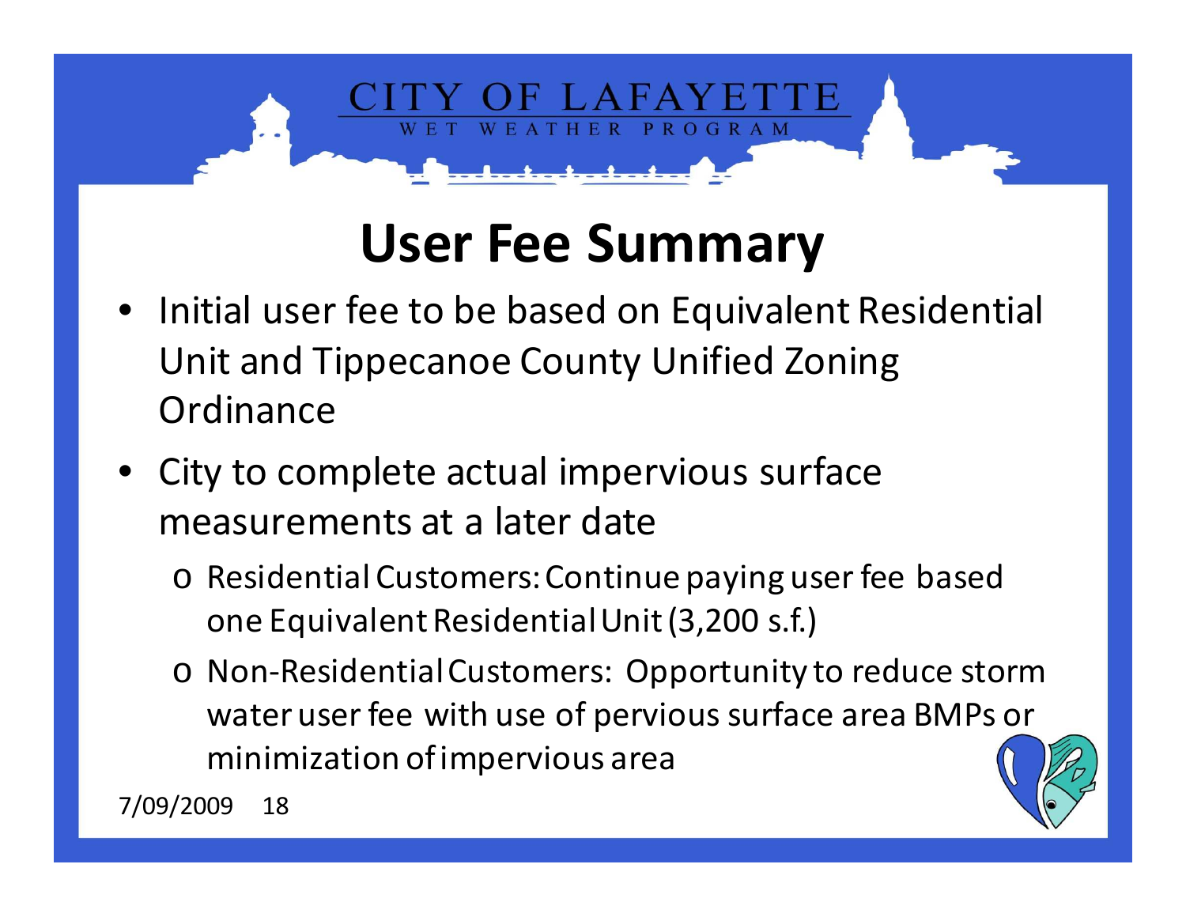# User Fee Summary

- Initial user fee to be based on Equivalent Residential Unit and Tippecanoe County Unified Zoning Ordinance
- City to complete actual impervious surface measurements at a later date
  - Residential Customers: Continue paying user fee based one Equivalent Residential Unit (3,200 s.f.)
  - Non-Residential Customers: Opportunity to reduce storm water user fee with use of pervious surface area BMPs or minimization of impervious area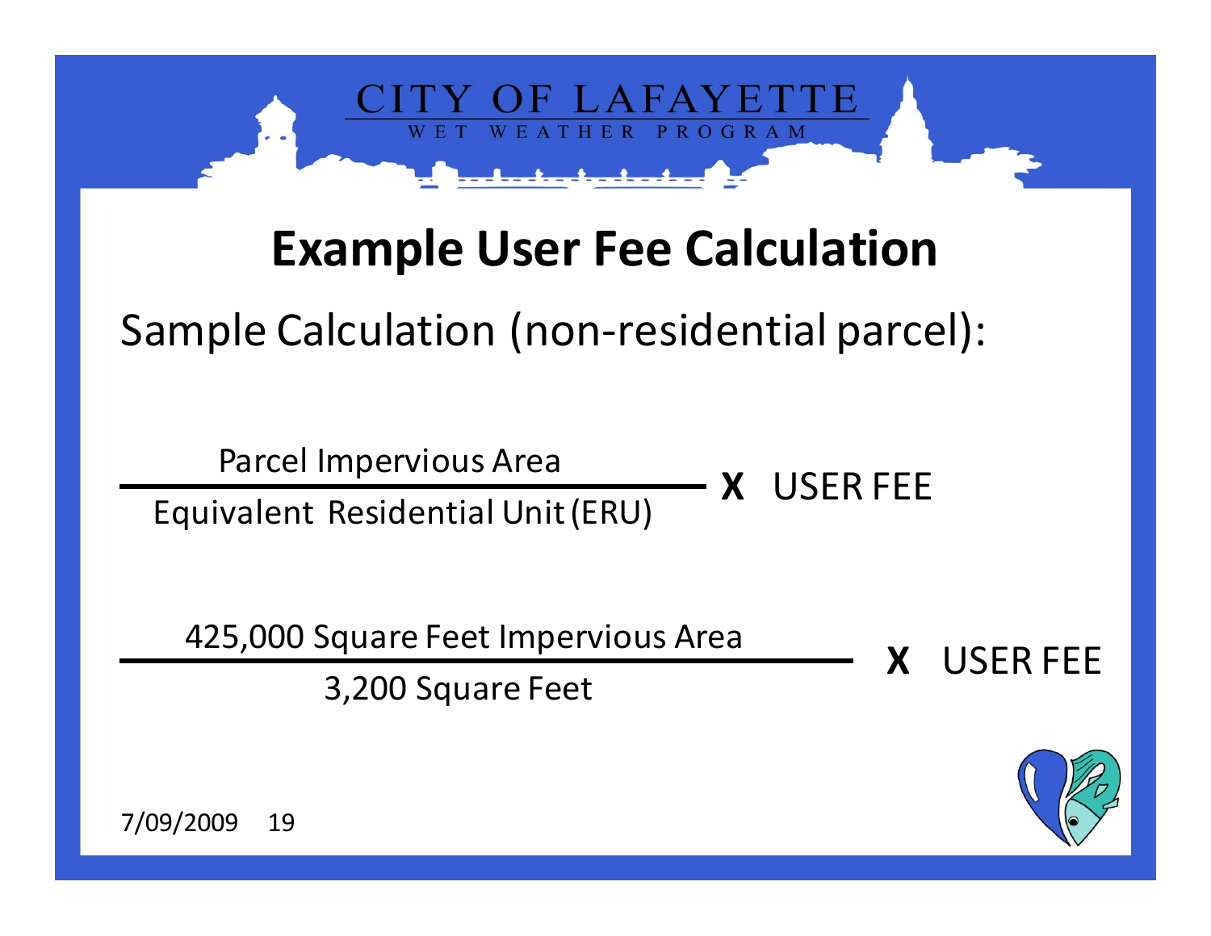CITY OF LAFAYETTE

WET WEATHER PROGRAM

# Example User Fee Calculation

Sample Calculation (non-residential parcel):

$$\frac{\text{Parcel Impervious Area}}{\text{Equivalent Residential Unit (ERU)}} \times \text{USER FEE}$$

$$\frac{\text{425,000 Square Feet Impervious Area}}{\text{3,200 Square Feet}} \times \text{USER FEE}$$

7/09/2009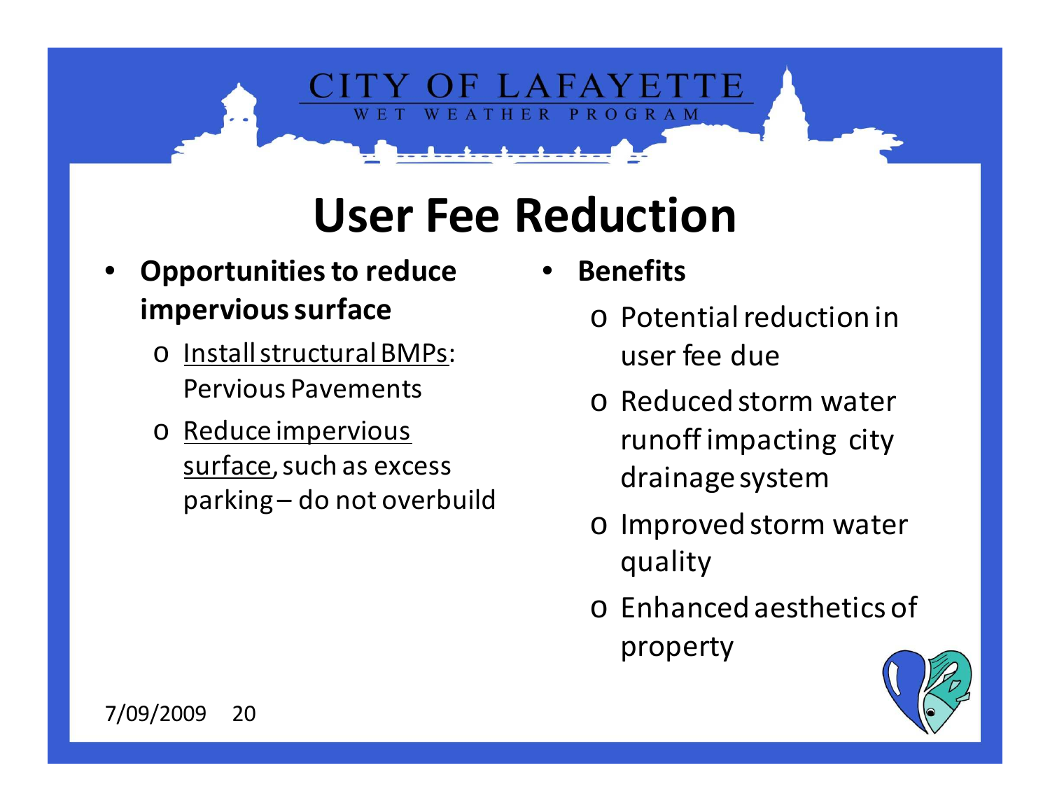# User Fee Reduction

- **Opportunities to reduce impervious surface**
  - Install structural BMPs: Pervious Pavements
  - Reduce impervious surface, such as excess parking – do not overbuild
- **Benefits**
  - Potential reduction in user fee due
  - Reduced storm water runoff impacting city drainage system
  - Improved storm water quality
  - Enhanced aesthetics of property

7/09/2009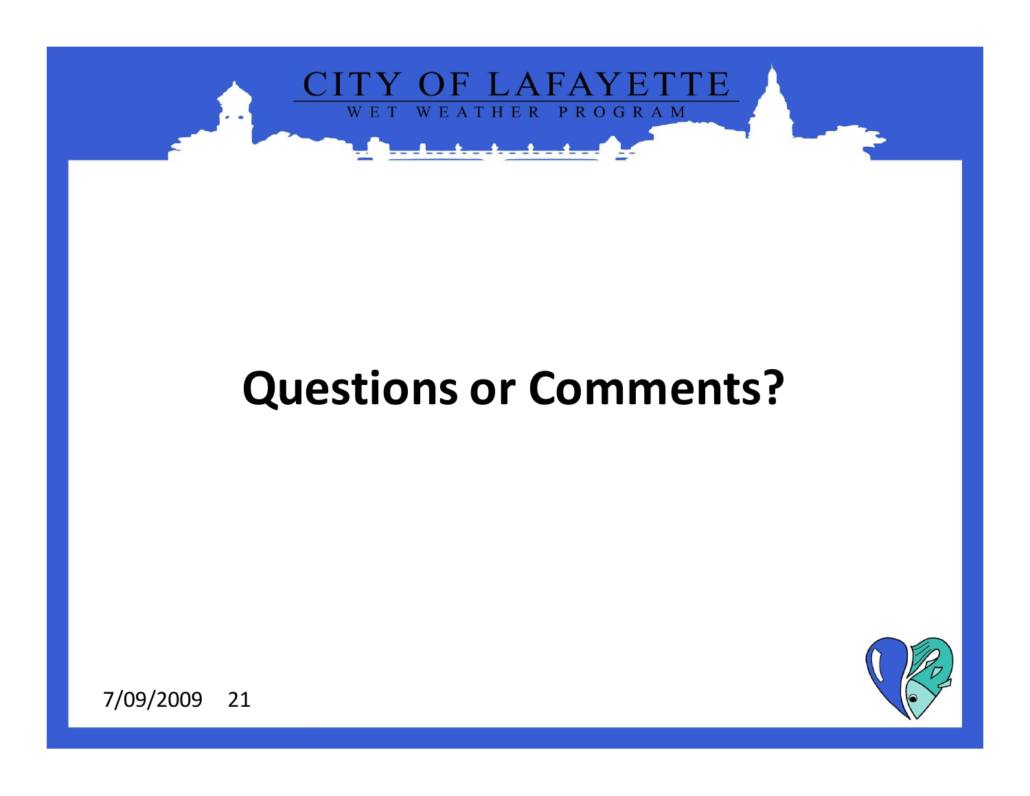# Questions or Comments?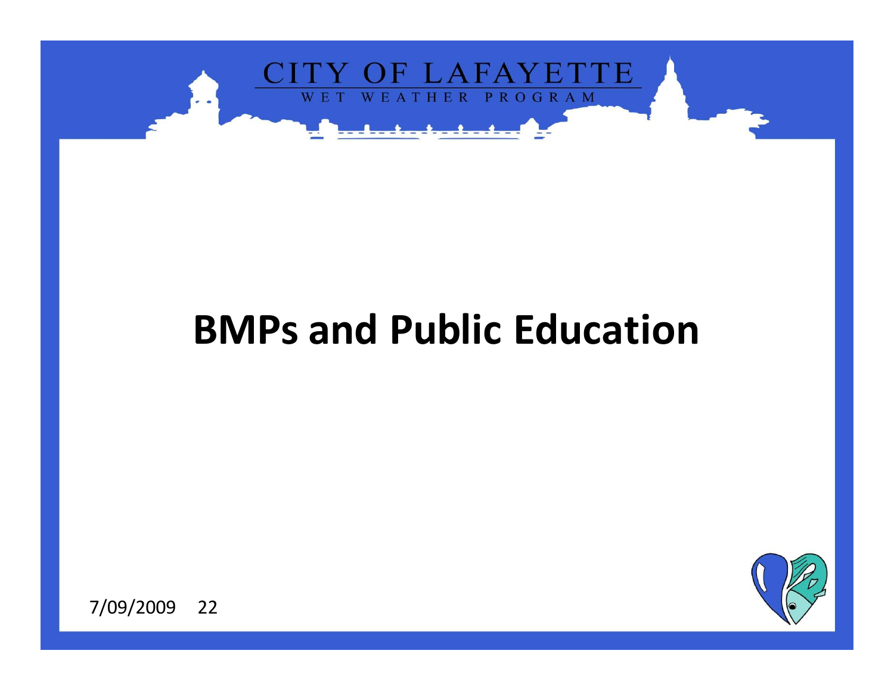# BMPs and Public Education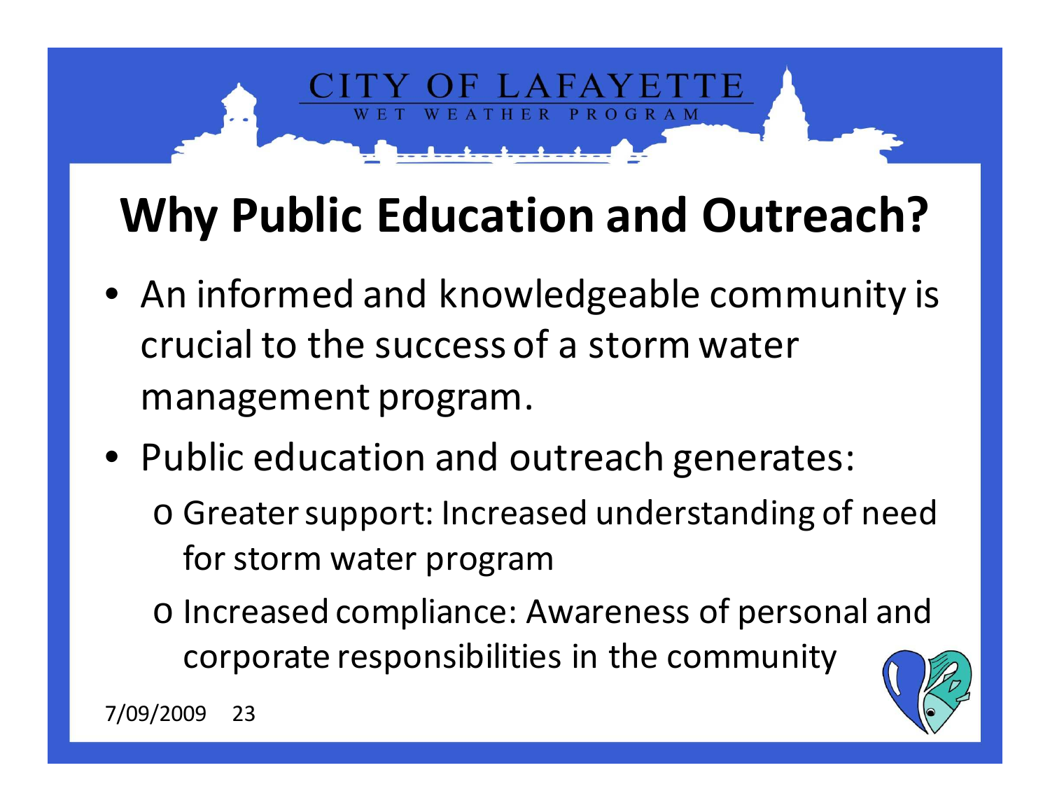# Why Public Education and Outreach?

- An informed and knowledgeable community is crucial to the success of a storm water management program.
- Public education and outreach generates:
  - Greater support: Increased understanding of need for storm water program
  - Increased compliance: Awareness of personal and corporate responsibilities in the community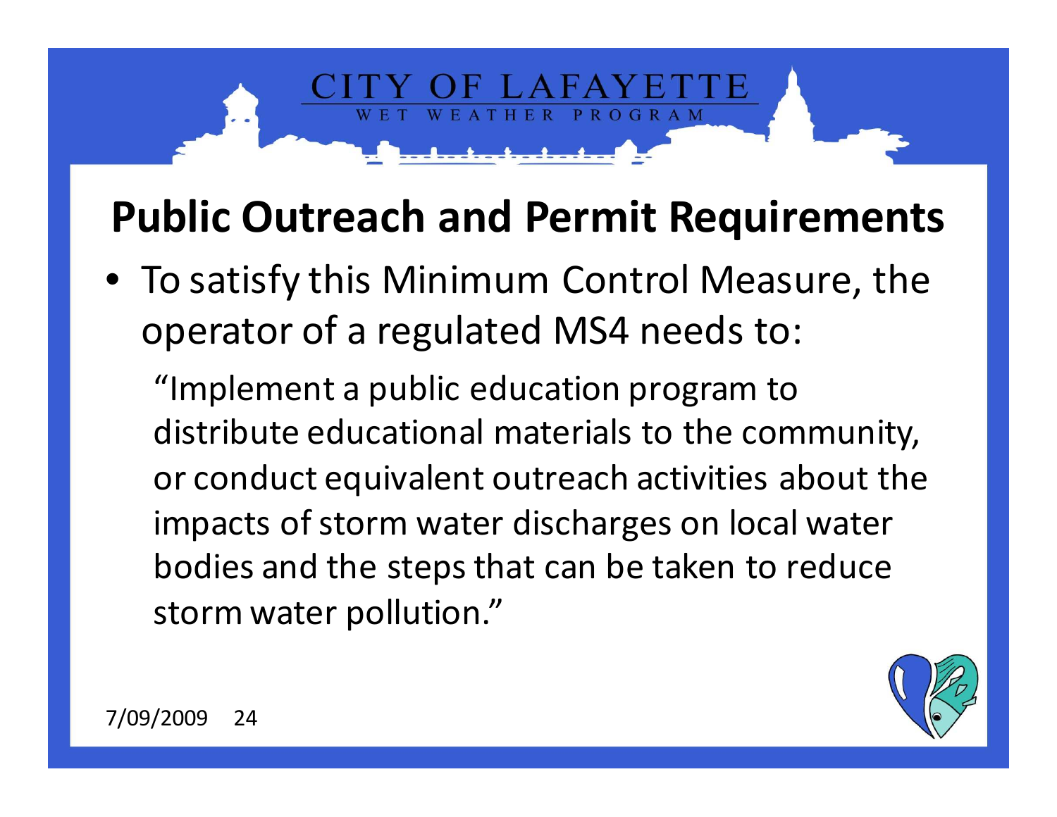# Public Outreach and Permit Requirements

- To satisfy this Minimum Control Measure, the operator of a regulated MS4 needs to:

  "Implement a public education program to distribute educational materials to the community, or conduct equivalent outreach activities about the impacts of storm water discharges on local water bodies and the steps that can be taken to reduce storm water pollution."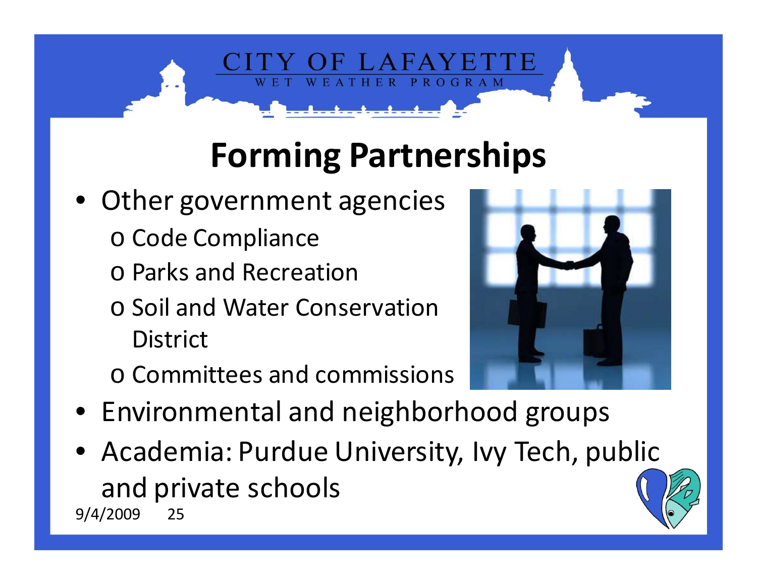# Forming Partnerships

- Other government agencies
  - Code Compliance
  - Parks and Recreation
  - Soil and Water Conservation District
  - Committees and commissions
- Environmental and neighborhood groups
- Academia: Purdue University, Ivy Tech, public and private schools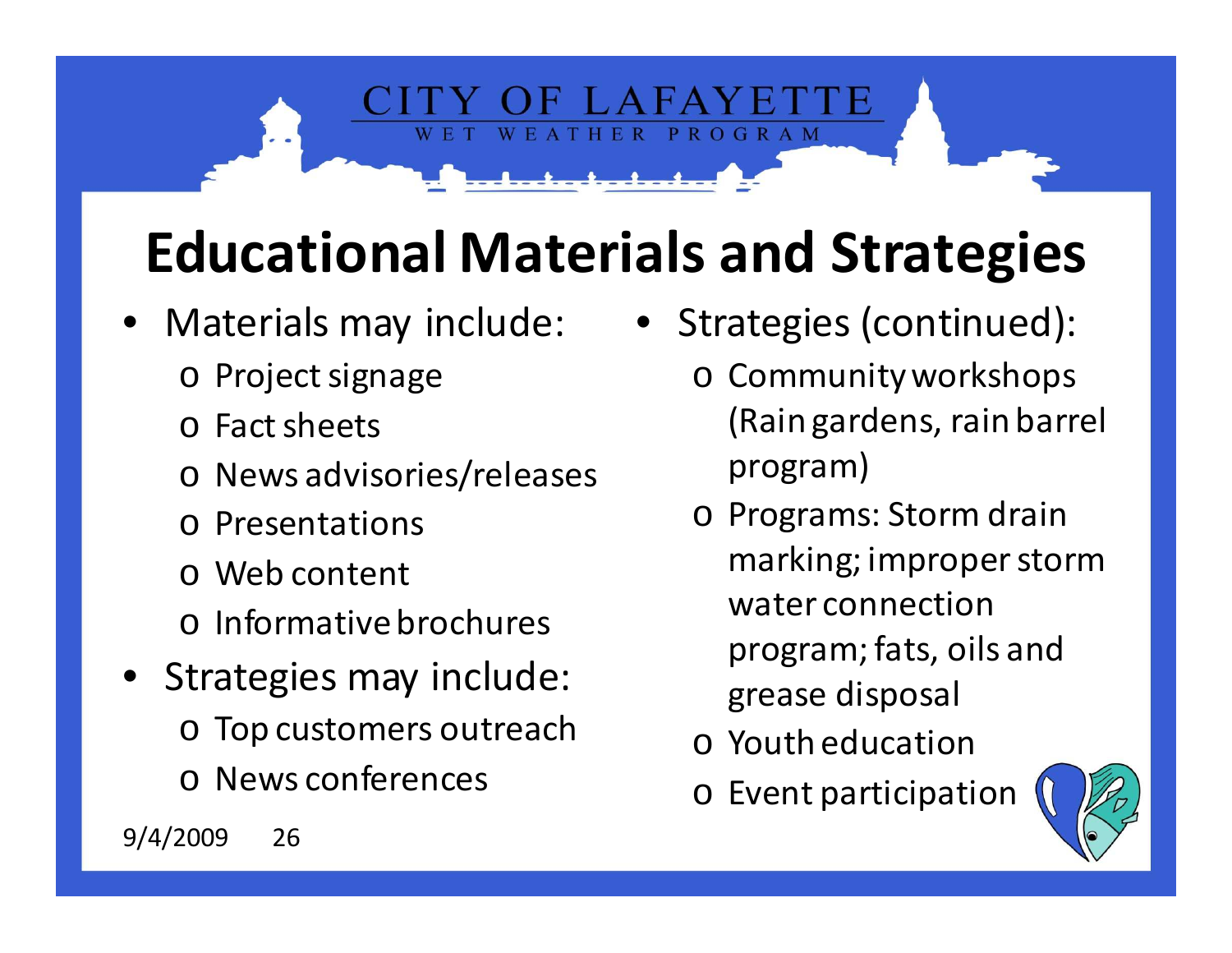CITY OF LAFAYETTE
WET WEATHER PROGRAM

# Educational Materials and Strategies

- Materials may include:
  - Project signage
  - Fact sheets
  - News advisories/releases
  - Presentations
  - Web content
  - Informative brochures
- Strategies may include:
  - Top customers outreach
  - News conferences
- Strategies (continued):
  - Community workshops (Rain gardens, rain barrel program)
  - Programs: Storm drain marking; improper storm water connection program; fats, oils and grease disposal
  - Youth education
  - Event participation

9/4/2009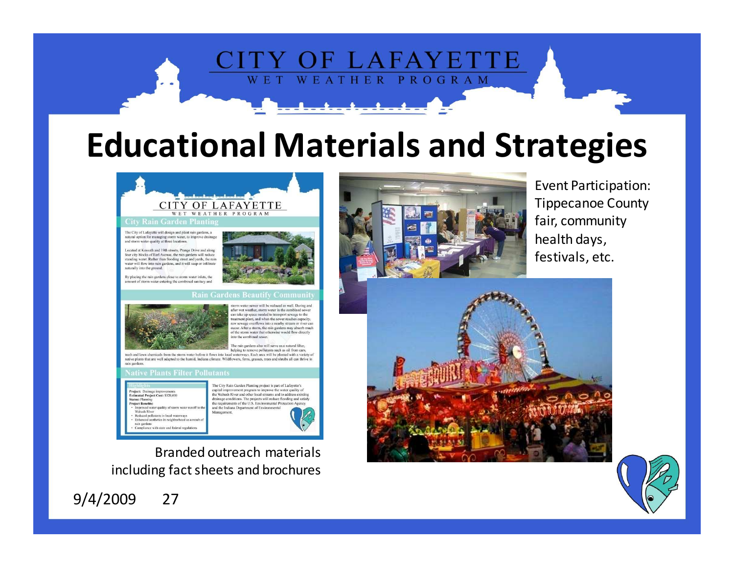# Educational Materials and Strategies

Branded outreach materials including fact sheets and brochures

Event Participation: Tippecanoe County fair, community health days, festivals, etc.

9/4/2009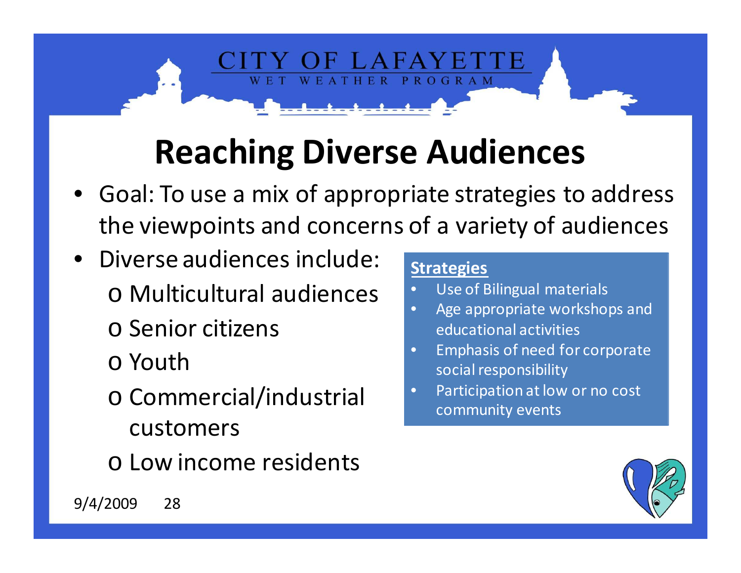CITY OF LAFAYETTE
WET WEATHER PROGRAM

# Reaching Diverse Audiences

- Goal: To use a mix of appropriate strategies to address the viewpoints and concerns of a variety of audiences
- Diverse audiences include:
  - Multicultural audiences
  - Senior citizens
  - Youth
  - Commercial/industrial customers
  - Low income residents

**Strategies**

- Use of Bilingual materials
- Age appropriate workshops and educational activities
- Emphasis of need for corporate social responsibility
- Participation at low or no cost community events

9/4/2009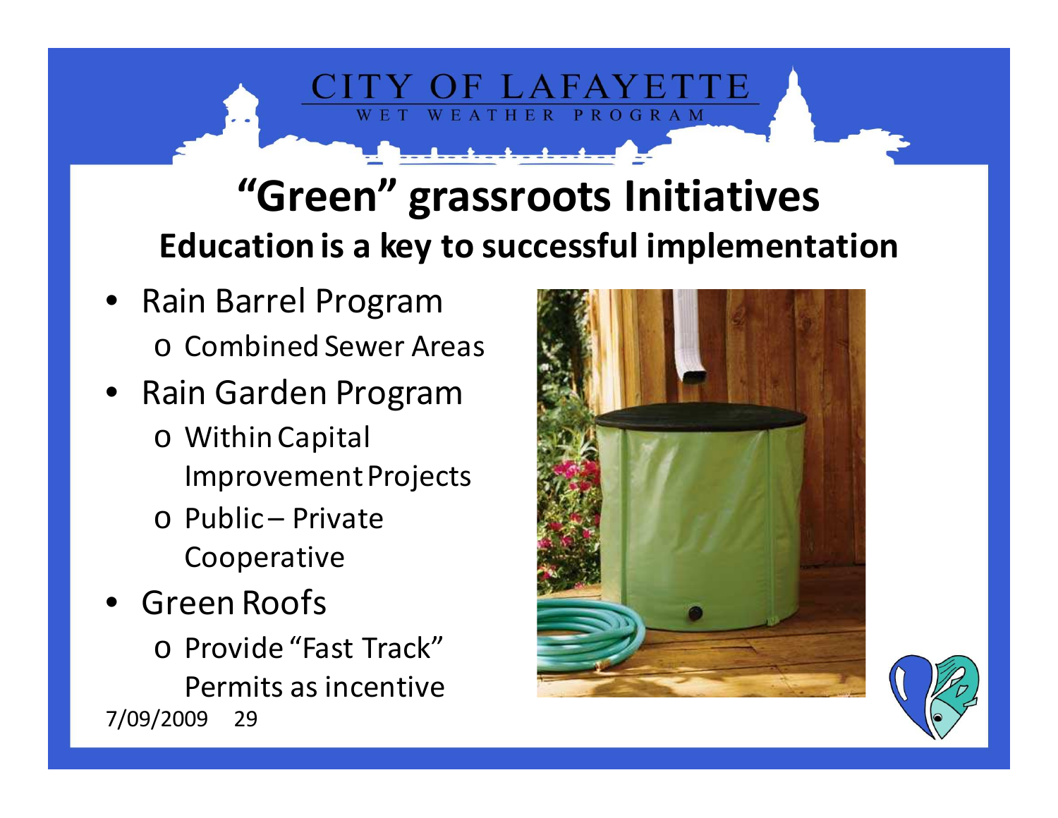CITY OF LAFAYETTE
WET WEATHER PROGRAM

# "Green" grassroots Initiatives

## Education is a key to successful implementation

- Rain Barrel Program
  - Combined Sewer Areas
- Rain Garden Program
  - Within Capital Improvement Projects
  - Public – Private Cooperative
- Green Roofs
  - Provide "Fast Track" Permits as incentive

7/09/2009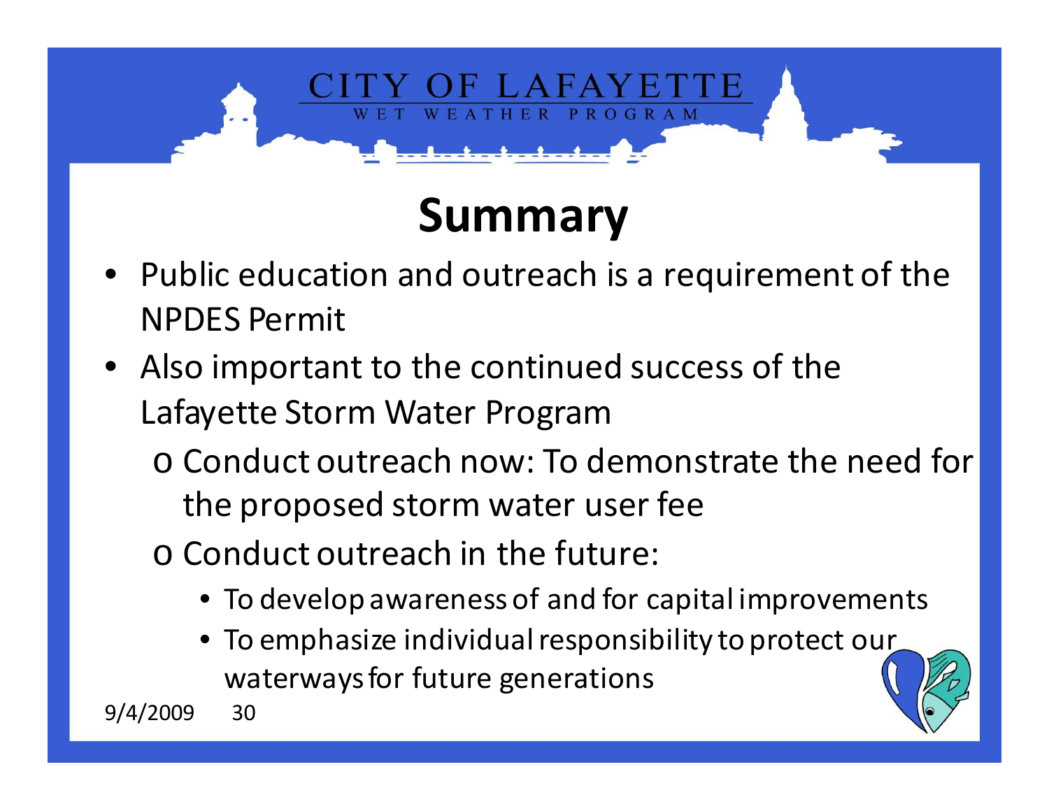# Summary

- Public education and outreach is a requirement of the NPDES Permit
- Also important to the continued success of the Lafayette Storm Water Program
  - o Conduct outreach now: To demonstrate the need for the proposed storm water user fee
  - o Conduct outreach in the future:
    - To develop awareness of and for capital improvements
    - To emphasize individual responsibility to protect our waterways for future generations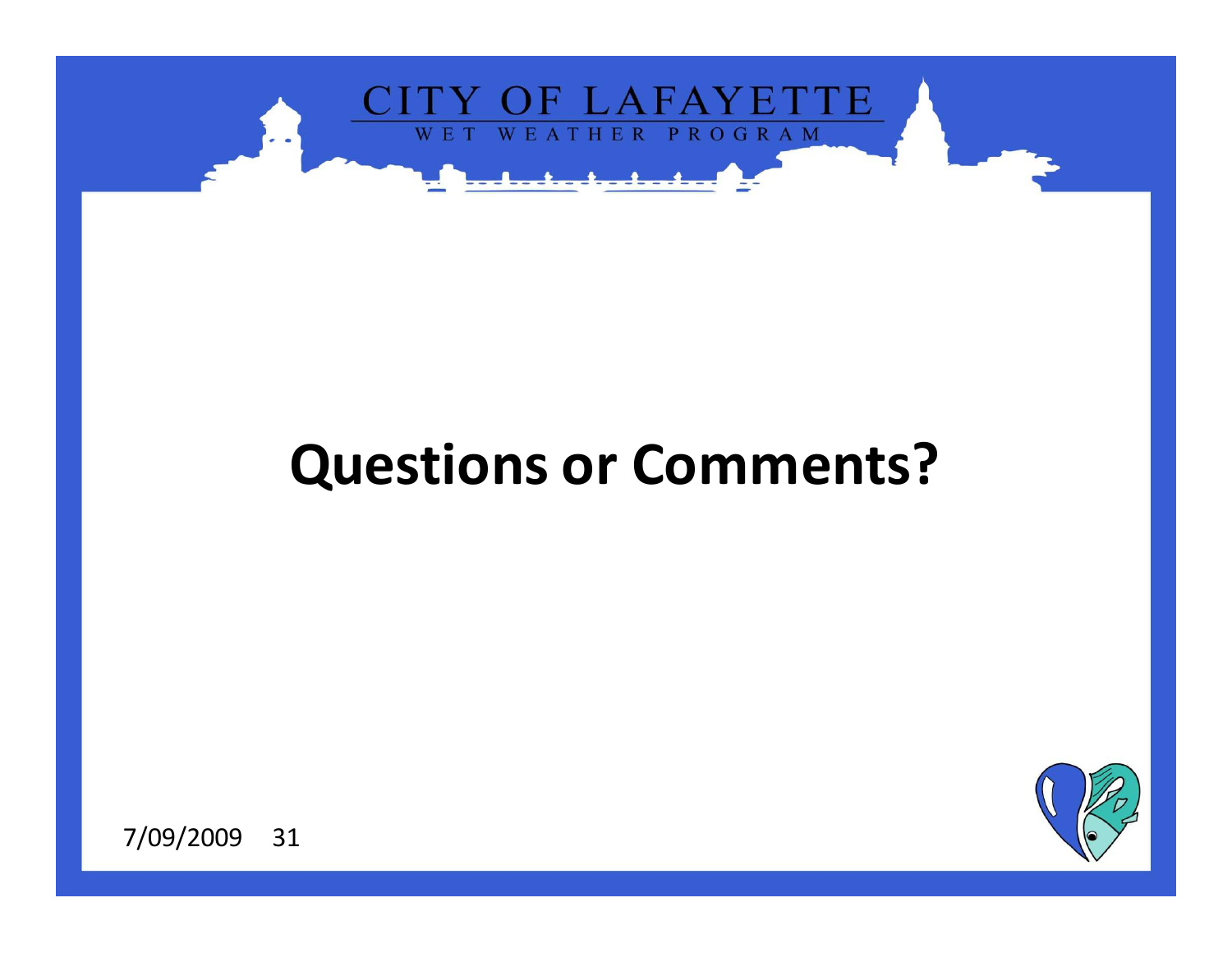# Questions or Comments?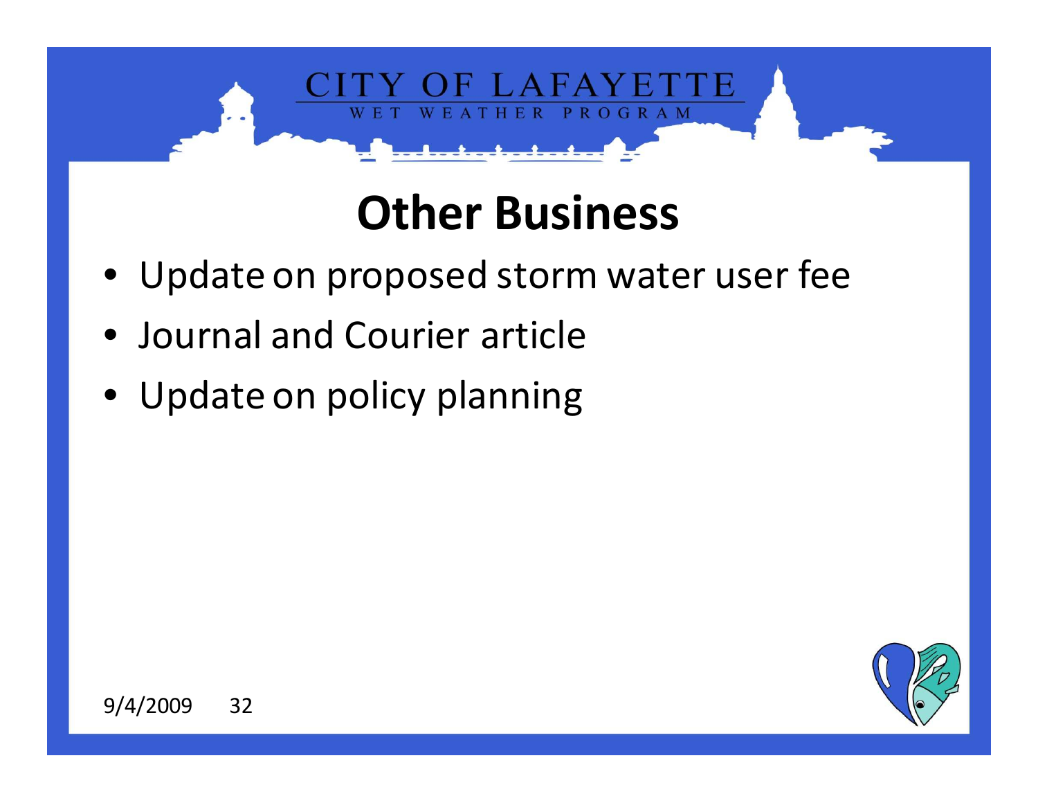# Other Business

- Update on proposed storm water user fee
- Journal and Courier article
- Update on policy planning